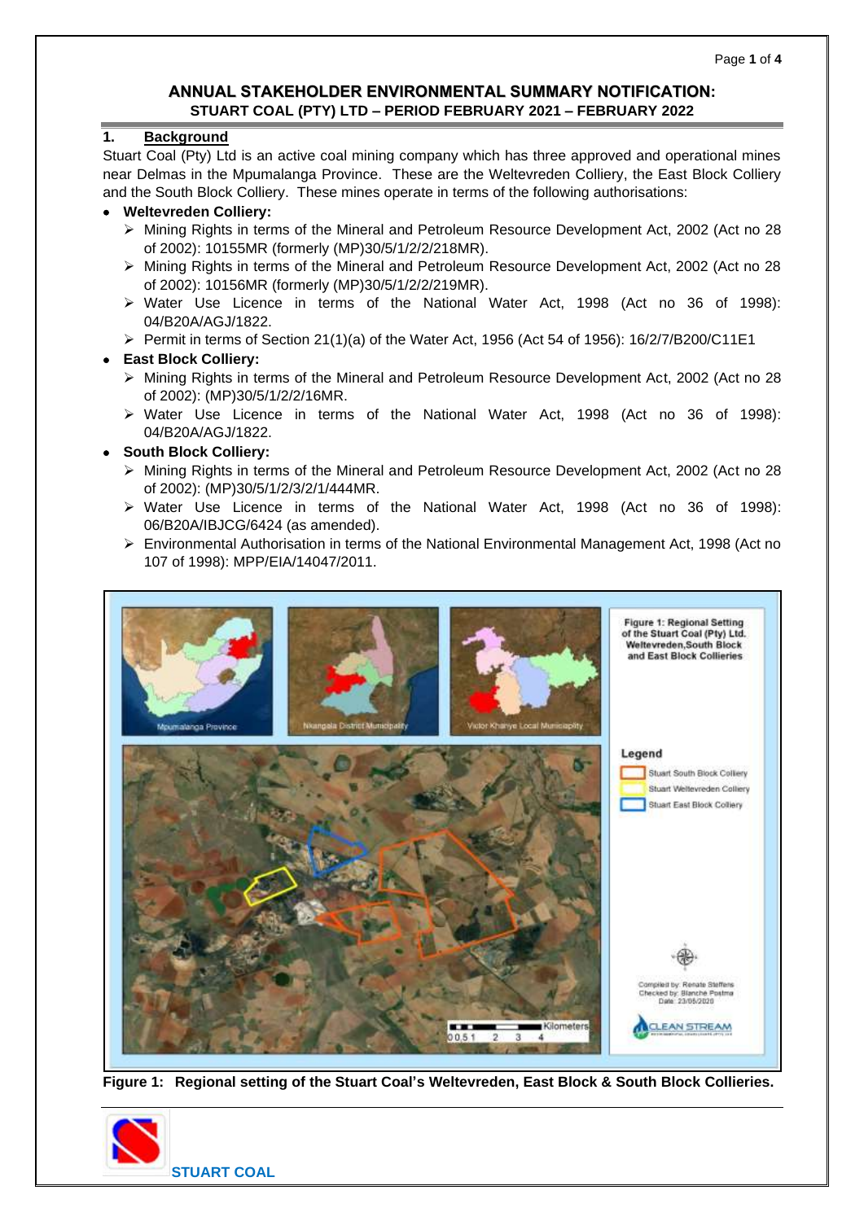# ANNUAL STAKEHOLDER ENVIRONMENTAL SUMMARY NOTIFICATION:
## STUART COAL (PTY) LTD – PERIOD FEBRUARY 2021 – FEBRUARY 2022

### 1. Background

Stuart Coal (Pty) Ltd is an active coal mining company which has three approved and operational mines near Delmas in the Mpumalanga Province. These are the Weltevreden Colliery, the East Block Colliery and the South Block Colliery. These mines operate in terms of the following authorisations:

- **Weltevreden Colliery:**
  - Mining Rights in terms of the Mineral and Petroleum Resource Development Act, 2002 (Act no 28 of 2002): 10155MR (formerly (MP)30/5/1/2/2/218MR).
  - Mining Rights in terms of the Mineral and Petroleum Resource Development Act, 2002 (Act no 28 of 2002): 10156MR (formerly (MP)30/5/1/2/2/219MR).
  - Water Use Licence in terms of the National Water Act, 1998 (Act no 36 of 1998): 04/B20A/AGJ/1822.
  - Permit in terms of Section 21(1)(a) of the Water Act, 1956 (Act 54 of 1956): 16/2/7/B200/C11E1
- **East Block Colliery:**
  - Mining Rights in terms of the Mineral and Petroleum Resource Development Act, 2002 (Act no 28 of 2002): (MP)30/5/1/2/2/16MR.
  - Water Use Licence in terms of the National Water Act, 1998 (Act no 36 of 1998): 04/B20A/AGJ/1822.
- **South Block Colliery:**
  - Mining Rights in terms of the Mineral and Petroleum Resource Development Act, 2002 (Act no 28 of 2002): (MP)30/5/1/2/3/2/1/444MR.
  - Water Use Licence in terms of the National Water Act, 1998 (Act no 36 of 1998): 06/B20A/IBJCG/6424 (as amended).
  - Environmental Authorisation in terms of the National Environmental Management Act, 1998 (Act no 107 of 1998): MPP/EIA/14047/2011.

**Figure 1: Regional setting of the Stuart Coal's Weltevreden, East Block & South Block Collieries.**

STUART COAL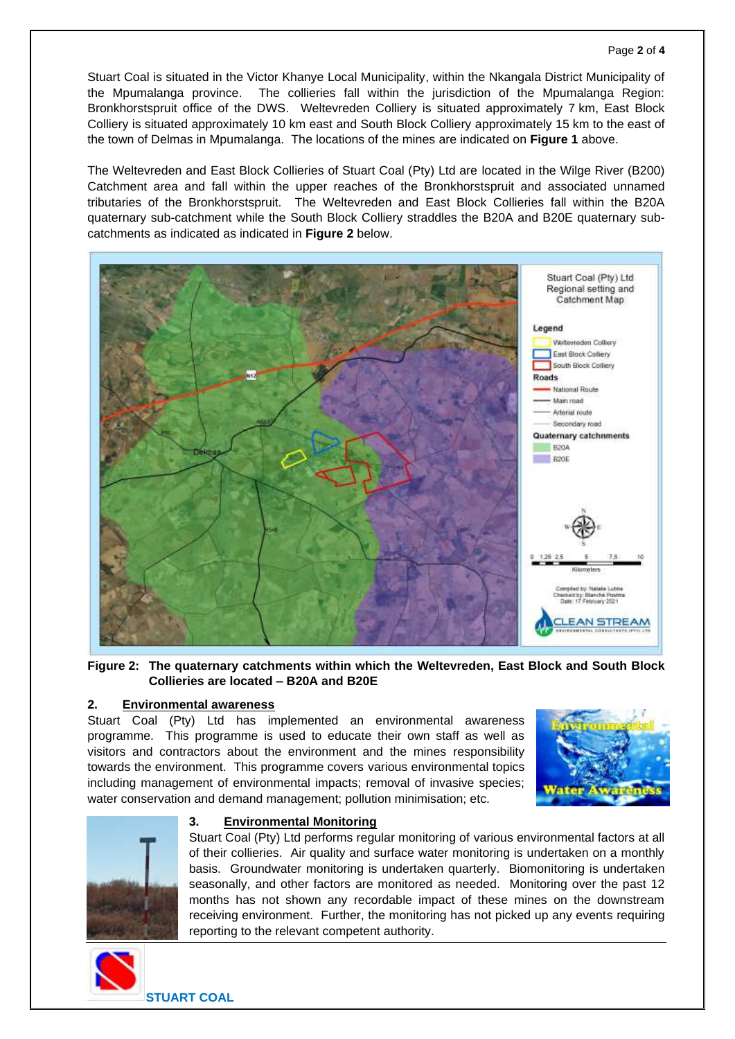Stuart Coal is situated in the Victor Khanye Local Municipality, within the Nkangala District Municipality of the Mpumalanga province. The collieries fall within the jurisdiction of the Mpumalanga Region: Bronkhorstspruit office of the DWS. Weltevreden Colliery is situated approximately 7 km, East Block Colliery is situated approximately 10 km east and South Block Colliery approximately 15 km to the east of the town of Delmas in Mpumalanga. The locations of the mines are indicated on **Figure 1** above.

The Weltevreden and East Block Collieries of Stuart Coal (Pty) Ltd are located in the Wilge River (B200) Catchment area and fall within the upper reaches of the Bronkhorstspruit and associated unnamed tributaries of the Bronkhorstspruit. The Weltevreden and East Block Collieries fall within the B20A quaternary sub-catchment while the South Block Colliery straddles the B20A and B20E quaternary sub-catchments as indicated as indicated in **Figure 2** below.

**Figure 2: The quaternary catchments within which the Weltevreden, East Block and South Block Collieries are located – B20A and B20E**

## 2. Environmental awareness

Stuart Coal (Pty) Ltd has implemented an environmental awareness programme. This programme is used to educate their own staff as well as visitors and contractors about the environment and the mines responsibility towards the environment. This programme covers various environmental topics including management of environmental impacts; removal of invasive species; water conservation and demand management; pollution minimisation; etc.

## 3. Environmental Monitoring

Stuart Coal (Pty) Ltd performs regular monitoring of various environmental factors at all of their collieries. Air quality and surface water monitoring is undertaken on a monthly basis. Groundwater monitoring is undertaken quarterly. Biomonitoring is undertaken seasonally, and other factors are monitored as needed. Monitoring over the past 12 months has not shown any recordable impact of these mines on the downstream receiving environment. Further, the monitoring has not picked up any events requiring reporting to the relevant competent authority.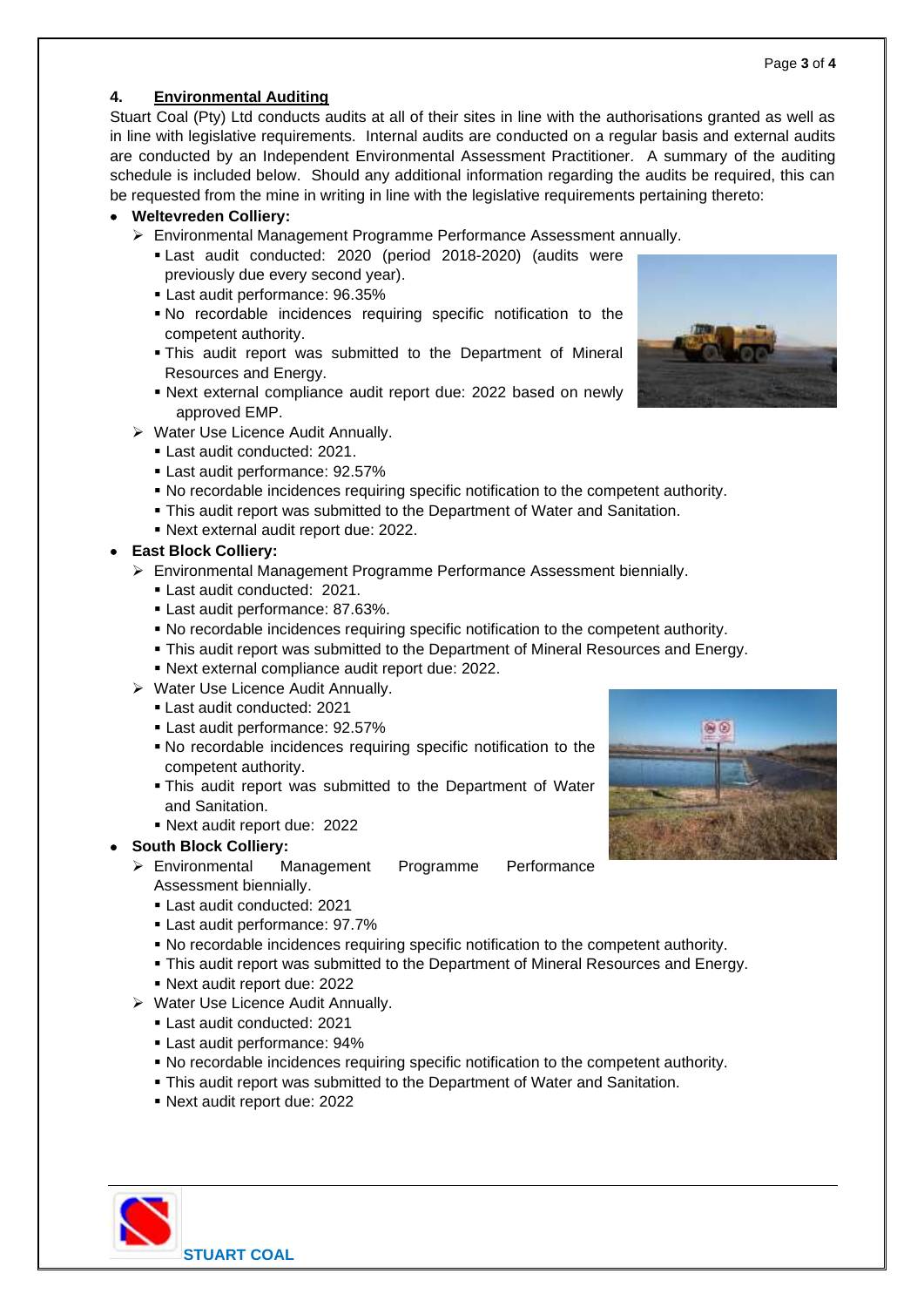## 4. Environmental Auditing

Stuart Coal (Pty) Ltd conducts audits at all of their sites in line with the authorisations granted as well as in line with legislative requirements. Internal audits are conducted on a regular basis and external audits are conducted by an Independent Environmental Assessment Practitioner. A summary of the auditing schedule is included below. Should any additional information regarding the audits be required, this can be requested from the mine in writing in line with the legislative requirements pertaining thereto:

- **Weltevreden Colliery:**
  - Environmental Management Programme Performance Assessment annually.
    - Last audit conducted: 2020 (period 2018-2020) (audits were previously due every second year).
    - Last audit performance: 96.35%
    - No recordable incidences requiring specific notification to the competent authority.
    - This audit report was submitted to the Department of Mineral Resources and Energy.
    - Next external compliance audit report due: 2022 based on newly approved EMP.
  - Water Use Licence Audit Annually.
    - Last audit conducted: 2021.
    - Last audit performance: 92.57%
    - No recordable incidences requiring specific notification to the competent authority.
    - This audit report was submitted to the Department of Water and Sanitation.
    - Next external audit report due: 2022.
- **East Block Colliery:**
  - Environmental Management Programme Performance Assessment biennially.
    - Last audit conducted: 2021.
    - Last audit performance: 87.63%.
    - No recordable incidences requiring specific notification to the competent authority.
    - This audit report was submitted to the Department of Mineral Resources and Energy.
    - Next external compliance audit report due: 2022.
  - Water Use Licence Audit Annually.
    - Last audit conducted: 2021
    - Last audit performance: 92.57%
    - No recordable incidences requiring specific notification to the competent authority.
    - This audit report was submitted to the Department of Water and Sanitation.
    - Next audit report due: 2022
- **South Block Colliery:**
  - Environmental Management Programme Performance Assessment biennially.
    - Last audit conducted: 2021
    - Last audit performance: 97.7%
    - No recordable incidences requiring specific notification to the competent authority.
    - This audit report was submitted to the Department of Mineral Resources and Energy.
    - Next audit report due: 2022
  - Water Use Licence Audit Annually.
    - Last audit conducted: 2021
    - Last audit performance: 94%
    - No recordable incidences requiring specific notification to the competent authority.
    - This audit report was submitted to the Department of Water and Sanitation.
    - Next audit report due: 2022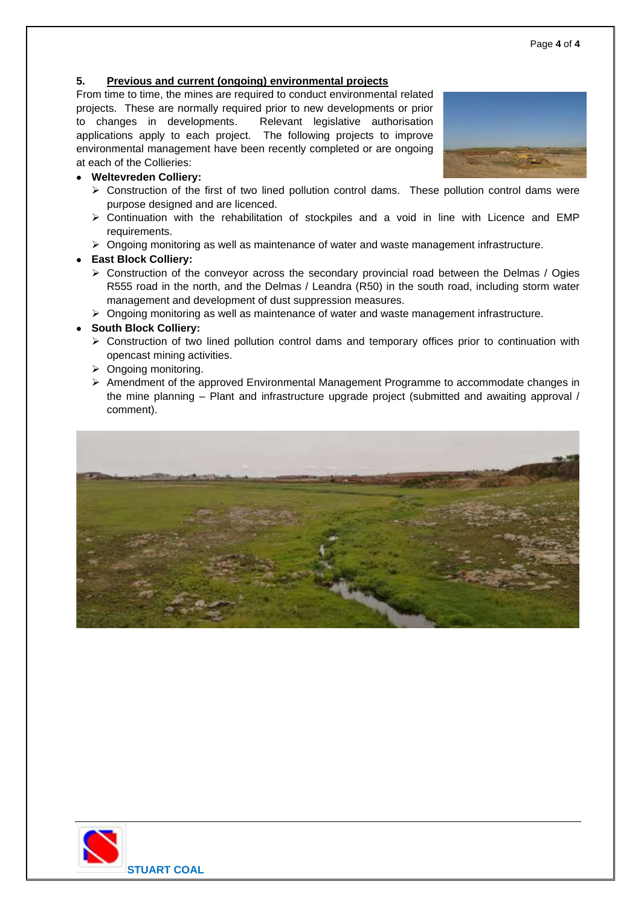## 5. Previous and current (ongoing) environmental projects

From time to time, the mines are required to conduct environmental related projects. These are normally required prior to new developments or prior to changes in developments. Relevant legislative authorisation applications apply to each project. The following projects to improve environmental management have been recently completed or are ongoing at each of the Collieries:

- **Weltevreden Colliery:**
  - Construction of the first of two lined pollution control dams. These pollution control dams were purpose designed and are licenced.
  - Continuation with the rehabilitation of stockpiles and a void in line with Licence and EMP requirements.
  - Ongoing monitoring as well as maintenance of water and waste management infrastructure.
- **East Block Colliery:**
  - Construction of the conveyor across the secondary provincial road between the Delmas / Ogies R555 road in the north, and the Delmas / Leandra (R50) in the south road, including storm water management and development of dust suppression measures.
  - Ongoing monitoring as well as maintenance of water and waste management infrastructure.
- **South Block Colliery:**
  - Construction of two lined pollution control dams and temporary offices prior to continuation with opencast mining activities.
  - Ongoing monitoring.
  - Amendment of the approved Environmental Management Programme to accommodate changes in the mine planning – Plant and infrastructure upgrade project (submitted and awaiting approval / comment).